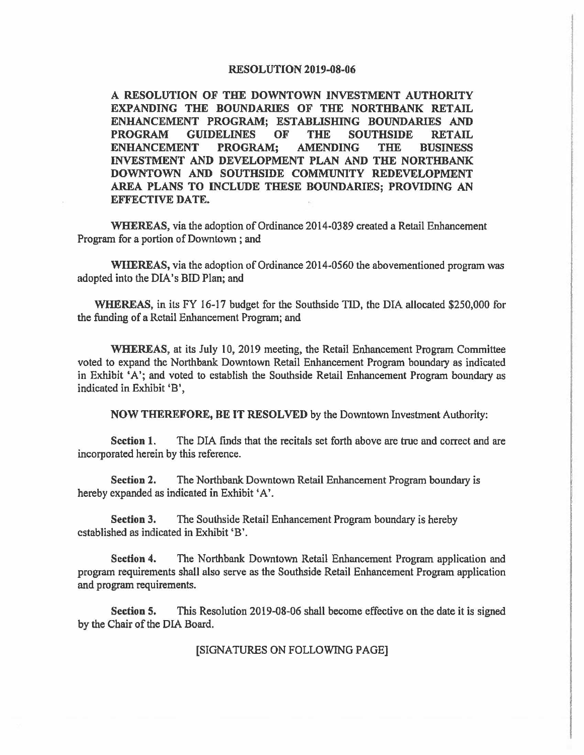# RESOLUTION 2019-08-06

**A RESOLUTION OF THE DOWNTOWN INVESTMENT AUTHORITY EXPANDING THE BOUNDARIES OF THE NORTHBANK RETAIL ENHANCEMENT PROGRAM; ESTABLISHING BOUNDARIES AND PROGRAM GUIDELINES OF THE SOUTHSIDE RETAIL ENHANCEMENT PROGRAM; AMENDING THE BUSINESS INVESTMENT AND DEVELOPMENT PLAN AND THE NORTHBANK DOWNTOWN AND SOUTHSIDE COMMUNITY REDEVELOPMENT AREA PLANS TO INCLUDE THESE BOUNDARIES; PROVIDING AN EFFECTIVE DATE.**

**WHEREAS,** via the adoption of Ordinance 2014-0389 created a Retail Enhancement Program for a portion of Downtown ; and

**WHEREAS,** via the adoption of Ordinance 2014-0560 the abovementioned program was adopted into the DIA's BID Plan; and

**WHEREAS,** in its FY 16-17 budget for the Southside TID, the DIA allocated $250,000 for the funding of a Retail Enhancement Program; and

**WHEREAS,** at its July 10, 2019 meeting, the Retail Enhancement Program Committee voted to expand the Northbank Downtown Retail Enhancement Program boundary as indicated in Exhibit 'A'; and voted to establish the Southside Retail Enhancement Program boundary as indicated in Exhibit 'B',

**NOW THEREFORE, BE IT RESOLVED** by the Downtown Investment Authority:

**Section 1.** The DIA finds that the recitals set forth above are true and correct and are incorporated herein by this reference.

**Section 2.** The Northbank Downtown Retail Enhancement Program boundary is hereby expanded as indicated in Exhibit 'A'.

**Section 3.** The Southside Retail Enhancement Program boundary is hereby established as indicated in Exhibit 'B'.

**Section 4.** The Northbank Downtown Retail Enhancement Program application and program requirements shall also serve as the Southside Retail Enhancement Program application and program requirements.

**Section 5.** This Resolution 2019-08-06 shall become effective on the date it is signed by the Chair of the DIA Board.

[SIGNATURES ON FOLLOWING PAGE]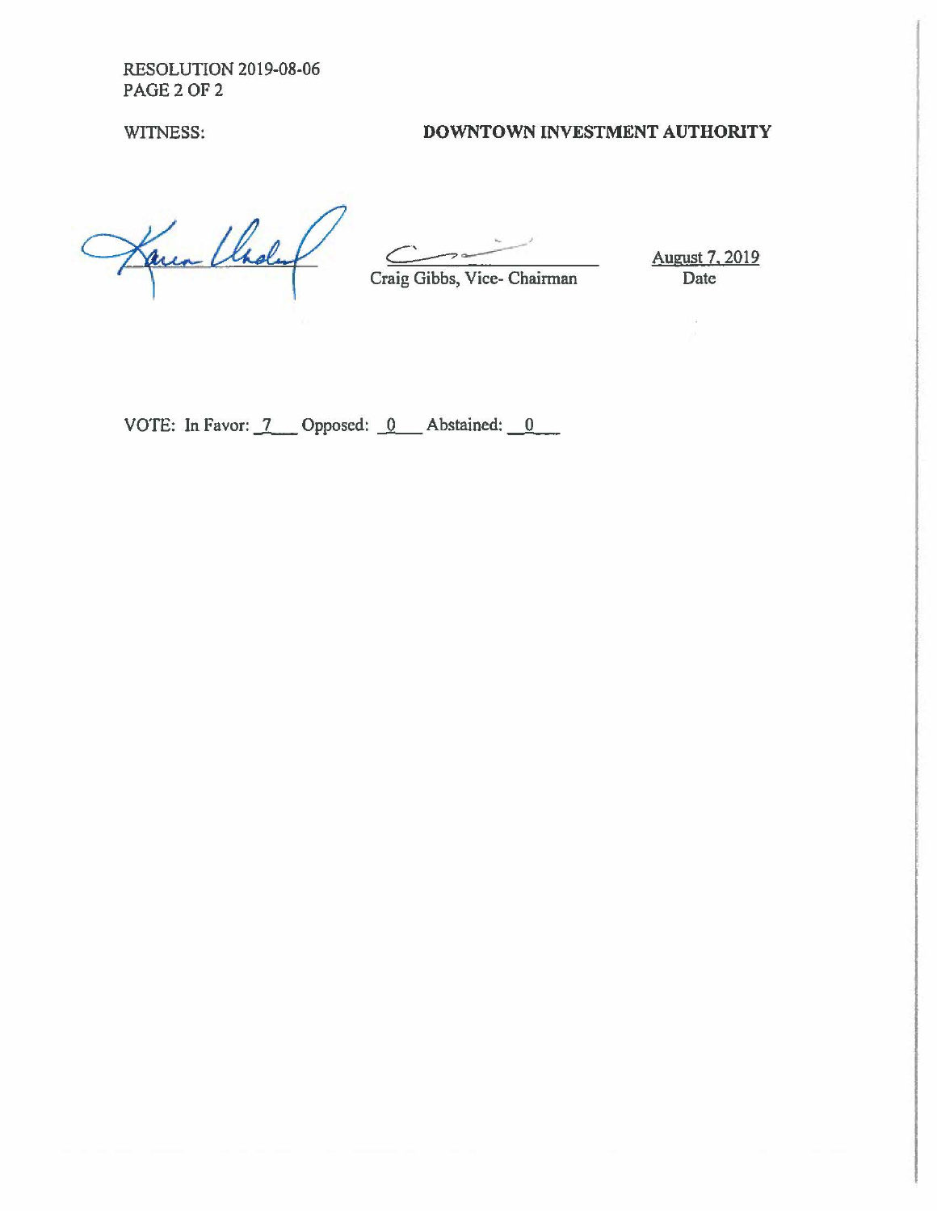RESOLUTION 2019-08-06
PAGE 2 OF 2

WITNESS: **DOWNTOWN INVESTMENT AUTHORITY**

Craig Gibbs, Vice- Chairman

August 7, 2019
Date

VOTE: In Favor: 7 Opposed: 0 Abstained: 0